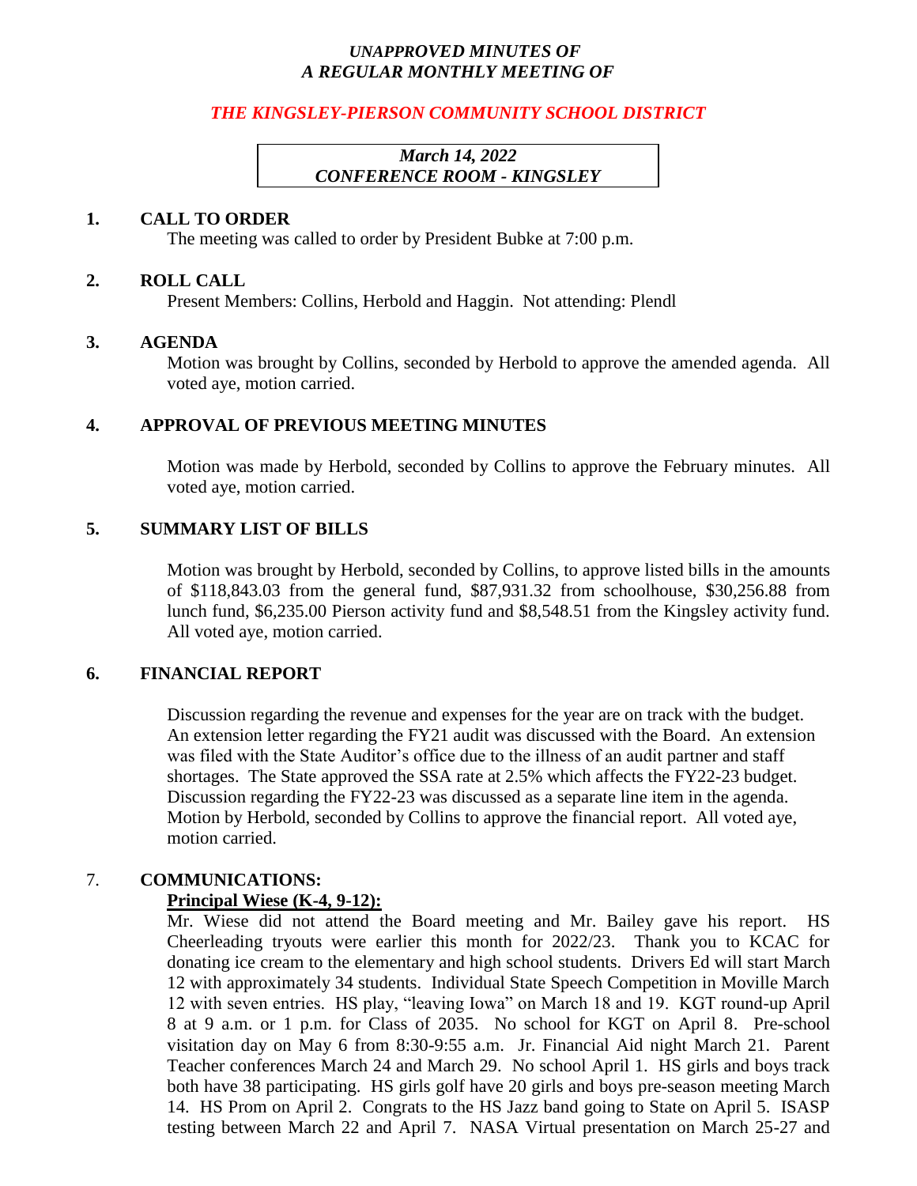*UNAPPROVED MINUTES OF*
*A REGULAR MONTHLY MEETING OF*

***THE KINGSLEY-PIERSON COMMUNITY SCHOOL DISTRICT***

*March 14, 2022*
*CONFERENCE ROOM - KINGSLEY*

## 1. CALL TO ORDER

The meeting was called to order by President Bubke at 7:00 p.m.

## 2. ROLL CALL

Present Members: Collins, Herbold and Haggin. Not attending: Plendl

## 3. AGENDA

Motion was brought by Collins, seconded by Herbold to approve the amended agenda. All voted aye, motion carried.

## 4. APPROVAL OF PREVIOUS MEETING MINUTES

Motion was made by Herbold, seconded by Collins to approve the February minutes. All voted aye, motion carried.

## 5. SUMMARY LIST OF BILLS

Motion was brought by Herbold, seconded by Collins, to approve listed bills in the amounts of $118,843.03 from the general fund, $87,931.32 from schoolhouse, $30,256.88 from lunch fund, $6,235.00 Pierson activity fund and $8,548.51 from the Kingsley activity fund. All voted aye, motion carried.

## 6. FINANCIAL REPORT

Discussion regarding the revenue and expenses for the year are on track with the budget. An extension letter regarding the FY21 audit was discussed with the Board. An extension was filed with the State Auditor's office due to the illness of an audit partner and staff shortages. The State approved the SSA rate at 2.5% which affects the FY22-23 budget. Discussion regarding the FY22-23 was discussed as a separate line item in the agenda. Motion by Herbold, seconded by Collins to approve the financial report. All voted aye, motion carried.

## 7. COMMUNICATIONS:

**Principal Wiese (K-4, 9-12):**

Mr. Wiese did not attend the Board meeting and Mr. Bailey gave his report. HS Cheerleading tryouts were earlier this month for 2022/23. Thank you to KCAC for donating ice cream to the elementary and high school students. Drivers Ed will start March 12 with approximately 34 students. Individual State Speech Competition in Moville March 12 with seven entries. HS play, "leaving Iowa" on March 18 and 19. KGT round-up April 8 at 9 a.m. or 1 p.m. for Class of 2035. No school for KGT on April 8. Pre-school visitation day on May 6 from 8:30-9:55 a.m. Jr. Financial Aid night March 21. Parent Teacher conferences March 24 and March 29. No school April 1. HS girls and boys track both have 38 participating. HS girls golf have 20 girls and boys pre-season meeting March 14. HS Prom on April 2. Congrats to the HS Jazz band going to State on April 5. ISASP testing between March 22 and April 7. NASA Virtual presentation on March 25-27 and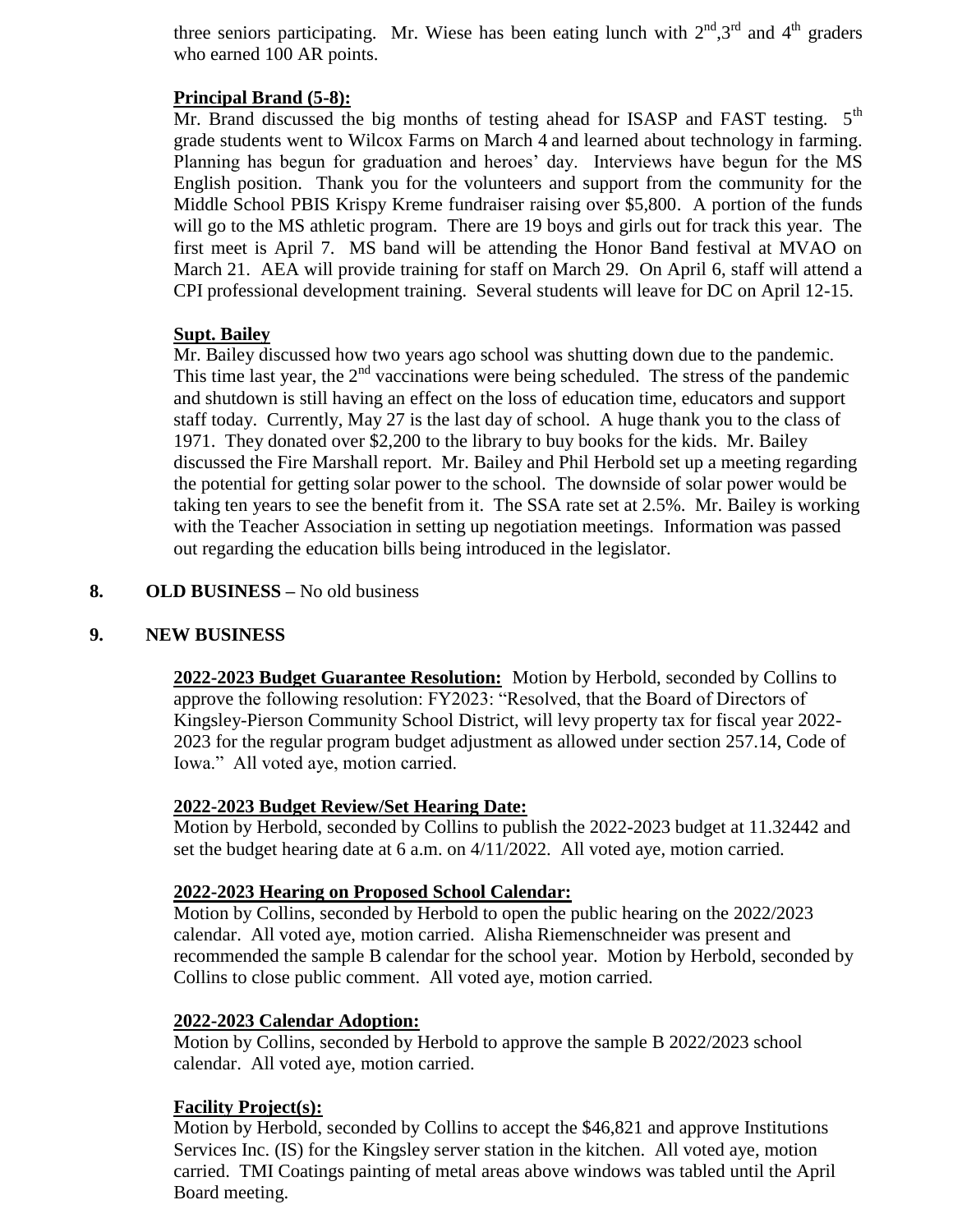three seniors participating. Mr. Wiese has been eating lunch with 2nd, 3rd and 4th graders who earned 100 AR points.

**Principal Brand (5-8):**

Mr. Brand discussed the big months of testing ahead for ISASP and FAST testing. 5th grade students went to Wilcox Farms on March 4 and learned about technology in farming. Planning has begun for graduation and heroes' day. Interviews have begun for the MS English position. Thank you for the volunteers and support from the community for the Middle School PBIS Krispy Kreme fundraiser raising over $5,800. A portion of the funds will go to the MS athletic program. There are 19 boys and girls out for track this year. The first meet is April 7. MS band will be attending the Honor Band festival at MVAO on March 21. AEA will provide training for staff on March 29. On April 6, staff will attend a CPI professional development training. Several students will leave for DC on April 12-15.

**Supt. Bailey**

Mr. Bailey discussed how two years ago school was shutting down due to the pandemic. This time last year, the 2nd vaccinations were being scheduled. The stress of the pandemic and shutdown is still having an effect on the loss of education time, educators and support staff today. Currently, May 27 is the last day of school. A huge thank you to the class of 1971. They donated over $2,200 to the library to buy books for the kids. Mr. Bailey discussed the Fire Marshall report. Mr. Bailey and Phil Herbold set up a meeting regarding the potential for getting solar power to the school. The downside of solar power would be taking ten years to see the benefit from it. The SSA rate set at 2.5%. Mr. Bailey is working with the Teacher Association in setting up negotiation meetings. Information was passed out regarding the education bills being introduced in the legislator.

**8. OLD BUSINESS –** No old business

**9. NEW BUSINESS**

**2022-2023 Budget Guarantee Resolution:** Motion by Herbold, seconded by Collins to approve the following resolution: FY2023: "Resolved, that the Board of Directors of Kingsley-Pierson Community School District, will levy property tax for fiscal year 2022-2023 for the regular program budget adjustment as allowed under section 257.14, Code of Iowa." All voted aye, motion carried.

**2022-2023 Budget Review/Set Hearing Date:**

Motion by Herbold, seconded by Collins to publish the 2022-2023 budget at 11.32442 and set the budget hearing date at 6 a.m. on 4/11/2022. All voted aye, motion carried.

**2022-2023 Hearing on Proposed School Calendar:**

Motion by Collins, seconded by Herbold to open the public hearing on the 2022/2023 calendar. All voted aye, motion carried. Alisha Riemenschneider was present and recommended the sample B calendar for the school year. Motion by Herbold, seconded by Collins to close public comment. All voted aye, motion carried.

**2022-2023 Calendar Adoption:**

Motion by Collins, seconded by Herbold to approve the sample B 2022/2023 school calendar. All voted aye, motion carried.

**Facility Project(s):**

Motion by Herbold, seconded by Collins to accept the $46,821 and approve Institutions Services Inc. (IS) for the Kingsley server station in the kitchen. All voted aye, motion carried. TMI Coatings painting of metal areas above windows was tabled until the April Board meeting.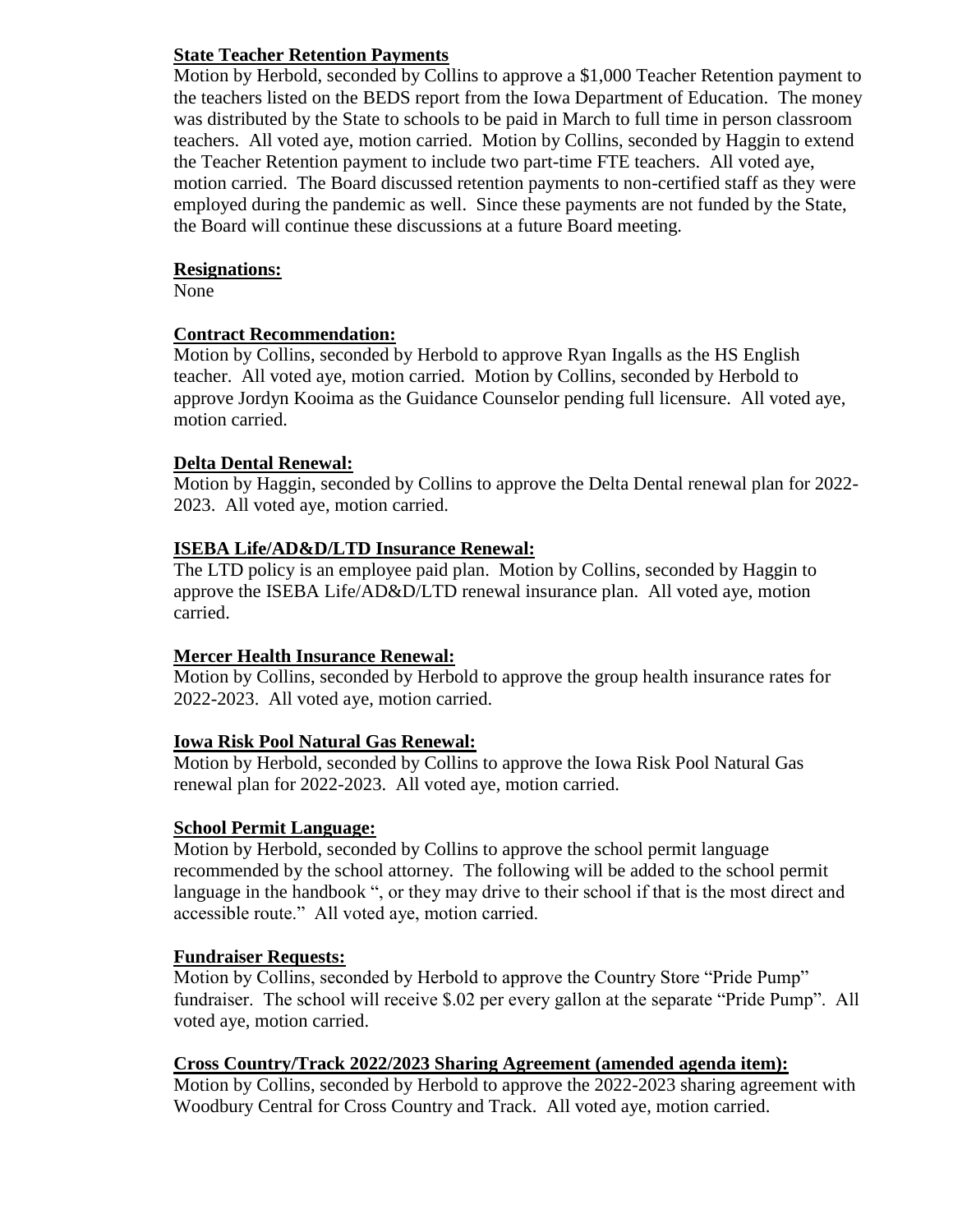**State Teacher Retention Payments**

Motion by Herbold, seconded by Collins to approve a $1,000 Teacher Retention payment to the teachers listed on the BEDS report from the Iowa Department of Education. The money was distributed by the State to schools to be paid in March to full time in person classroom teachers. All voted aye, motion carried. Motion by Collins, seconded by Haggin to extend the Teacher Retention payment to include two part-time FTE teachers. All voted aye, motion carried. The Board discussed retention payments to non-certified staff as they were employed during the pandemic as well. Since these payments are not funded by the State, the Board will continue these discussions at a future Board meeting.

**Resignations:**

None

**Contract Recommendation:**

Motion by Collins, seconded by Herbold to approve Ryan Ingalls as the HS English teacher. All voted aye, motion carried. Motion by Collins, seconded by Herbold to approve Jordyn Kooima as the Guidance Counselor pending full licensure. All voted aye, motion carried.

**Delta Dental Renewal:**

Motion by Haggin, seconded by Collins to approve the Delta Dental renewal plan for 2022-2023. All voted aye, motion carried.

**ISEBA Life/AD&D/LTD Insurance Renewal:**

The LTD policy is an employee paid plan. Motion by Collins, seconded by Haggin to approve the ISEBA Life/AD&D/LTD renewal insurance plan. All voted aye, motion carried.

**Mercer Health Insurance Renewal:**

Motion by Collins, seconded by Herbold to approve the group health insurance rates for 2022-2023. All voted aye, motion carried.

**Iowa Risk Pool Natural Gas Renewal:**

Motion by Herbold, seconded by Collins to approve the Iowa Risk Pool Natural Gas renewal plan for 2022-2023. All voted aye, motion carried.

**School Permit Language:**

Motion by Herbold, seconded by Collins to approve the school permit language recommended by the school attorney. The following will be added to the school permit language in the handbook ", or they may drive to their school if that is the most direct and accessible route." All voted aye, motion carried.

**Fundraiser Requests:**

Motion by Collins, seconded by Herbold to approve the Country Store "Pride Pump" fundraiser. The school will receive $.02 per every gallon at the separate "Pride Pump". All voted aye, motion carried.

**Cross Country/Track 2022/2023 Sharing Agreement (amended agenda item):**

Motion by Collins, seconded by Herbold to approve the 2022-2023 sharing agreement with Woodbury Central for Cross Country and Track. All voted aye, motion carried.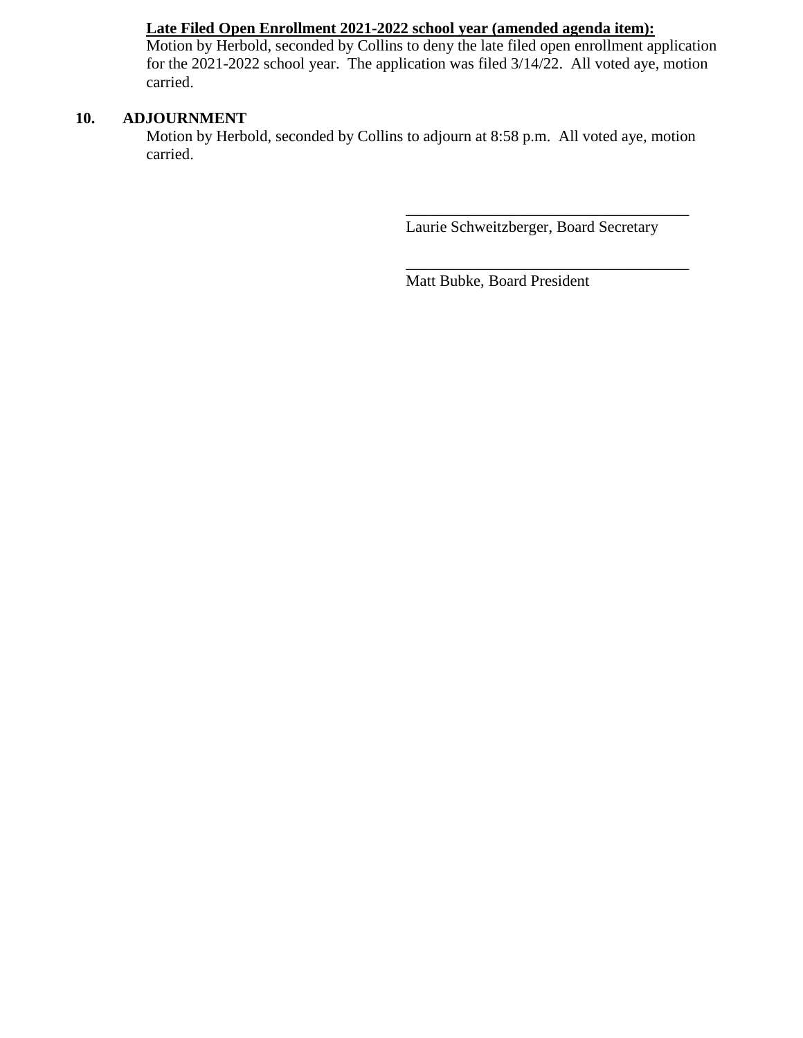**Late Filed Open Enrollment 2021-2022 school year (amended agenda item):**

Motion by Herbold, seconded by Collins to deny the late filed open enrollment application for the 2021-2022 school year. The application was filed 3/14/22. All voted aye, motion carried.

**10. ADJOURNMENT**

Motion by Herbold, seconded by Collins to adjourn at 8:58 p.m. All voted aye, motion carried.

\_\_\_\_\_\_\_\_\_\_\_\_\_\_\_\_\_\_\_\_\_\_\_\_\_\_\_\_\_\_\_\_\_\_\_\_

Laurie Schweitzberger, Board Secretary

\_\_\_\_\_\_\_\_\_\_\_\_\_\_\_\_\_\_\_\_\_\_\_\_\_\_\_\_\_\_\_\_\_\_\_\_

Matt Bubke, Board President